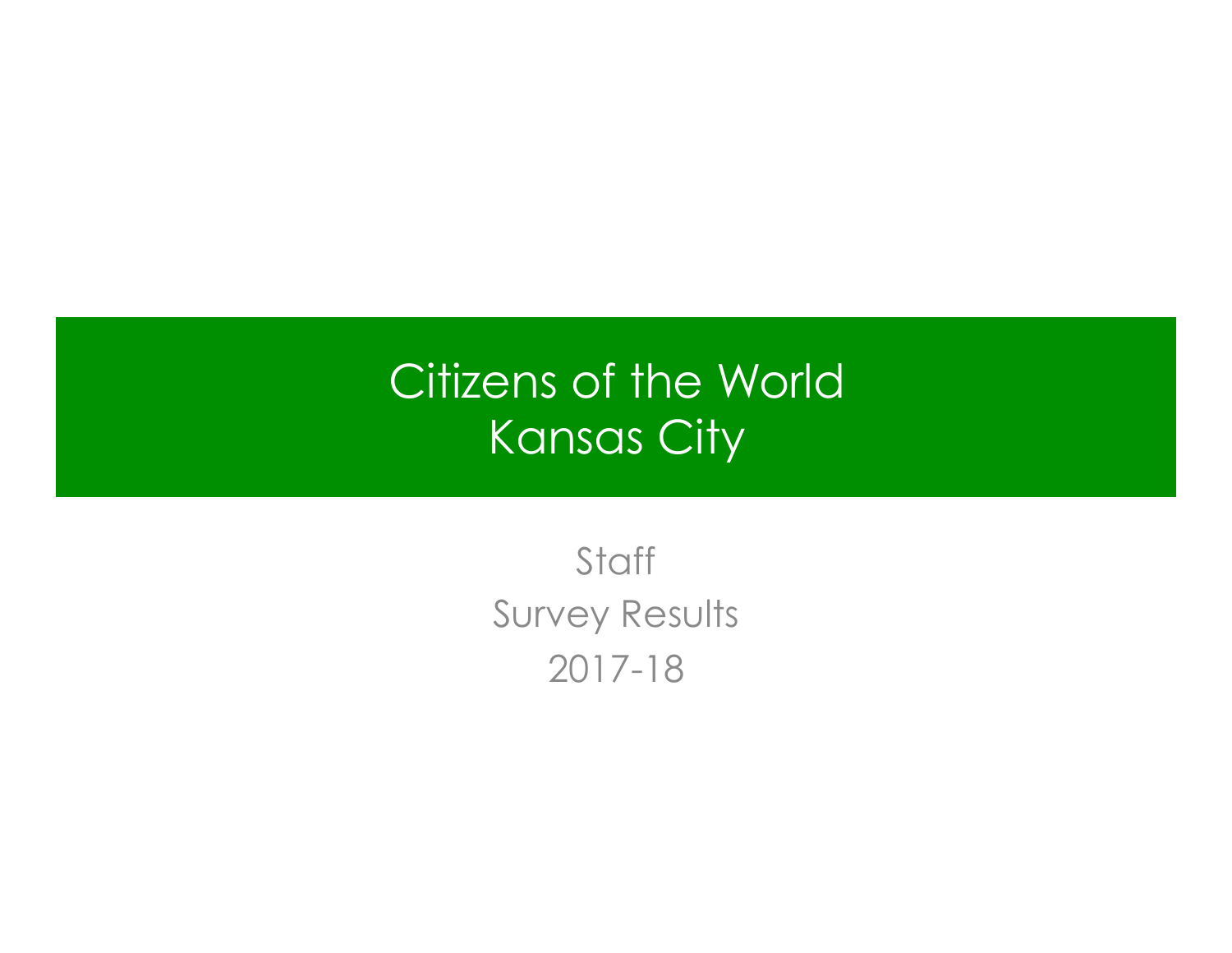# Citizens of the World
# Kansas City

Staff

Survey Results

2017-18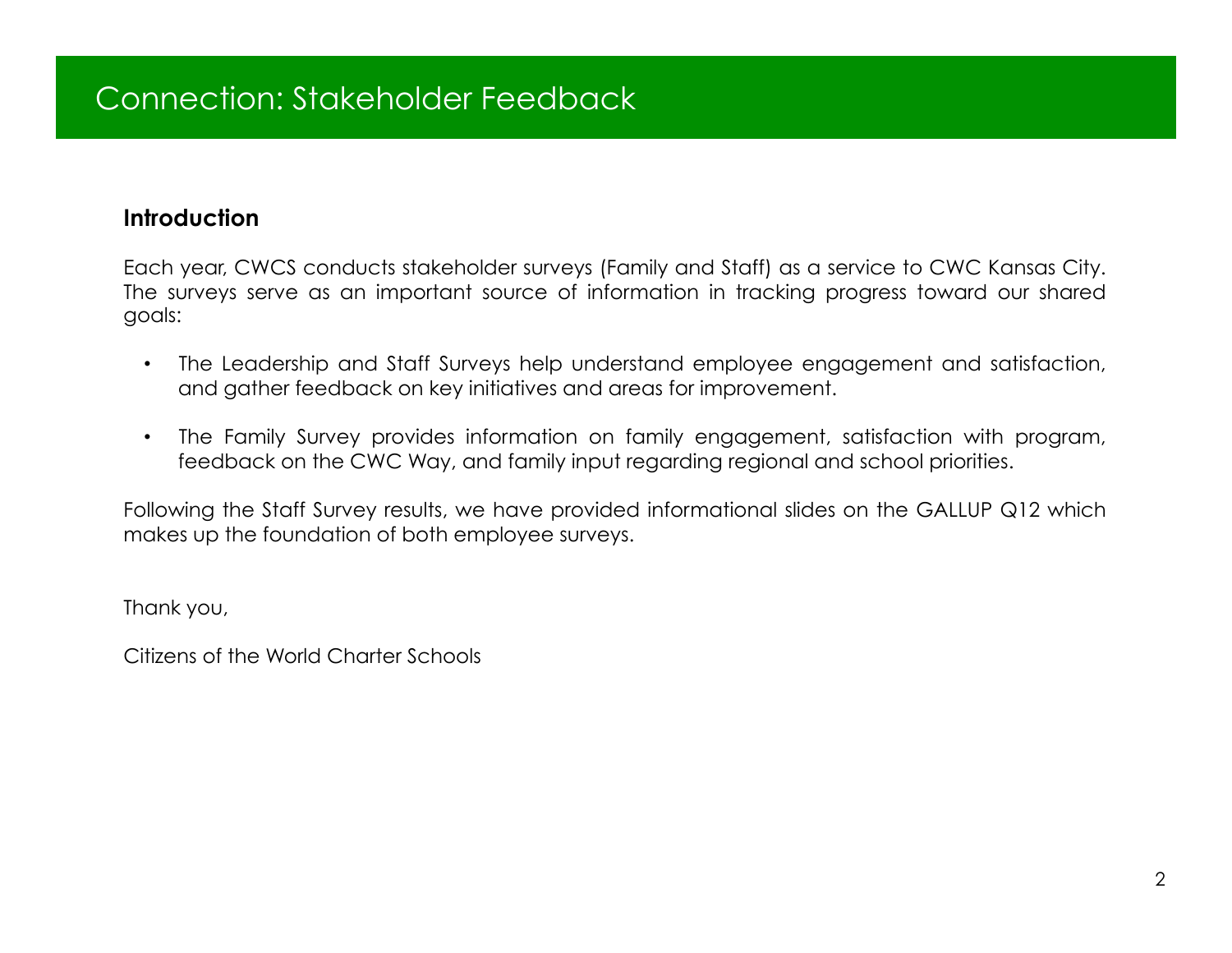# Connection: Stakeholder Feedback

**Introduction**

Each year, CWCS conducts stakeholder surveys (Family and Staff) as a service to CWC Kansas City. The surveys serve as an important source of information in tracking progress toward our shared goals:

- The Leadership and Staff Surveys help understand employee engagement and satisfaction, and gather feedback on key initiatives and areas for improvement.
- The Family Survey provides information on family engagement, satisfaction with program, feedback on the CWC Way, and family input regarding regional and school priorities.

Following the Staff Survey results, we have provided informational slides on the GALLUP Q12 which makes up the foundation of both employee surveys.

Thank you,

Citizens of the World Charter Schools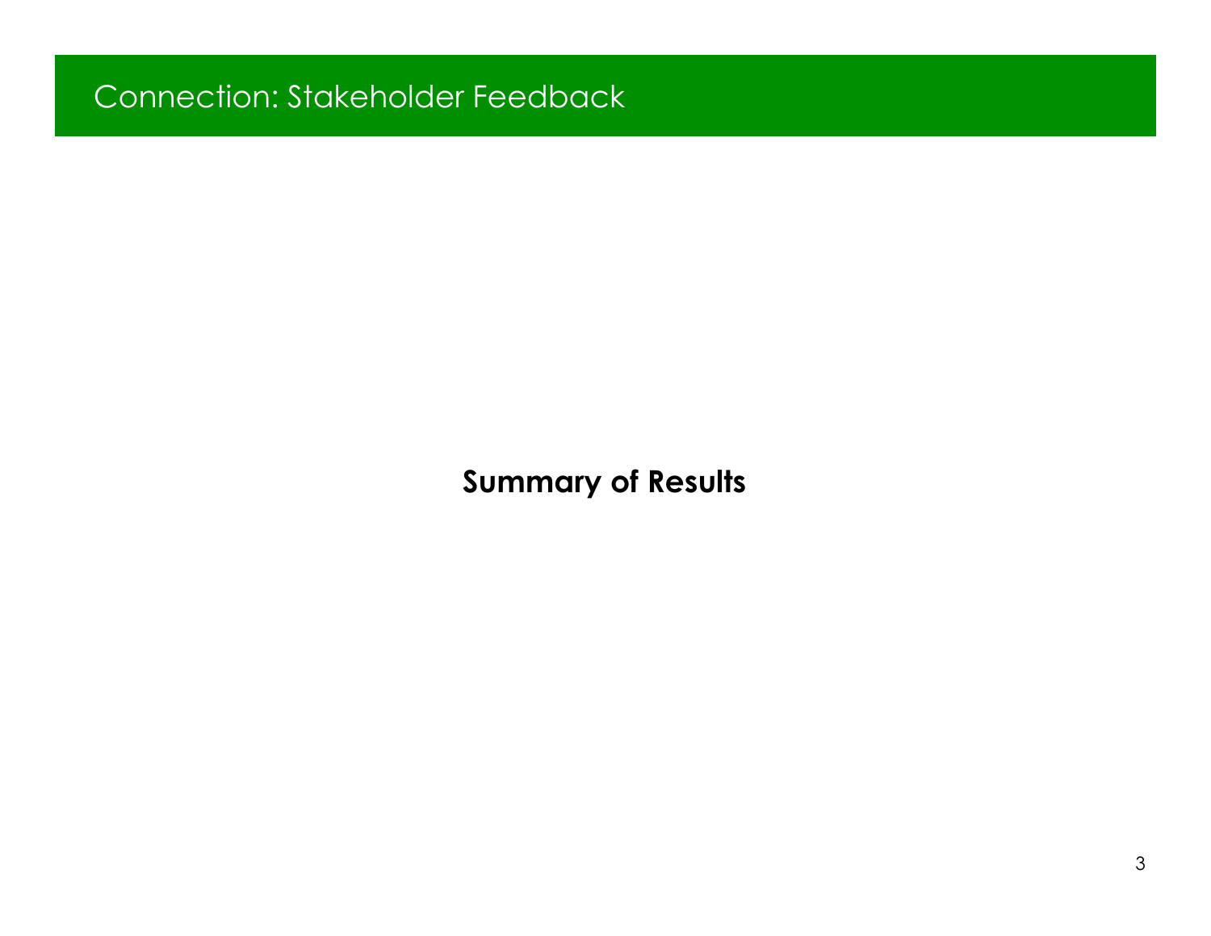# Connection: Stakeholder Feedback

**Summary of Results**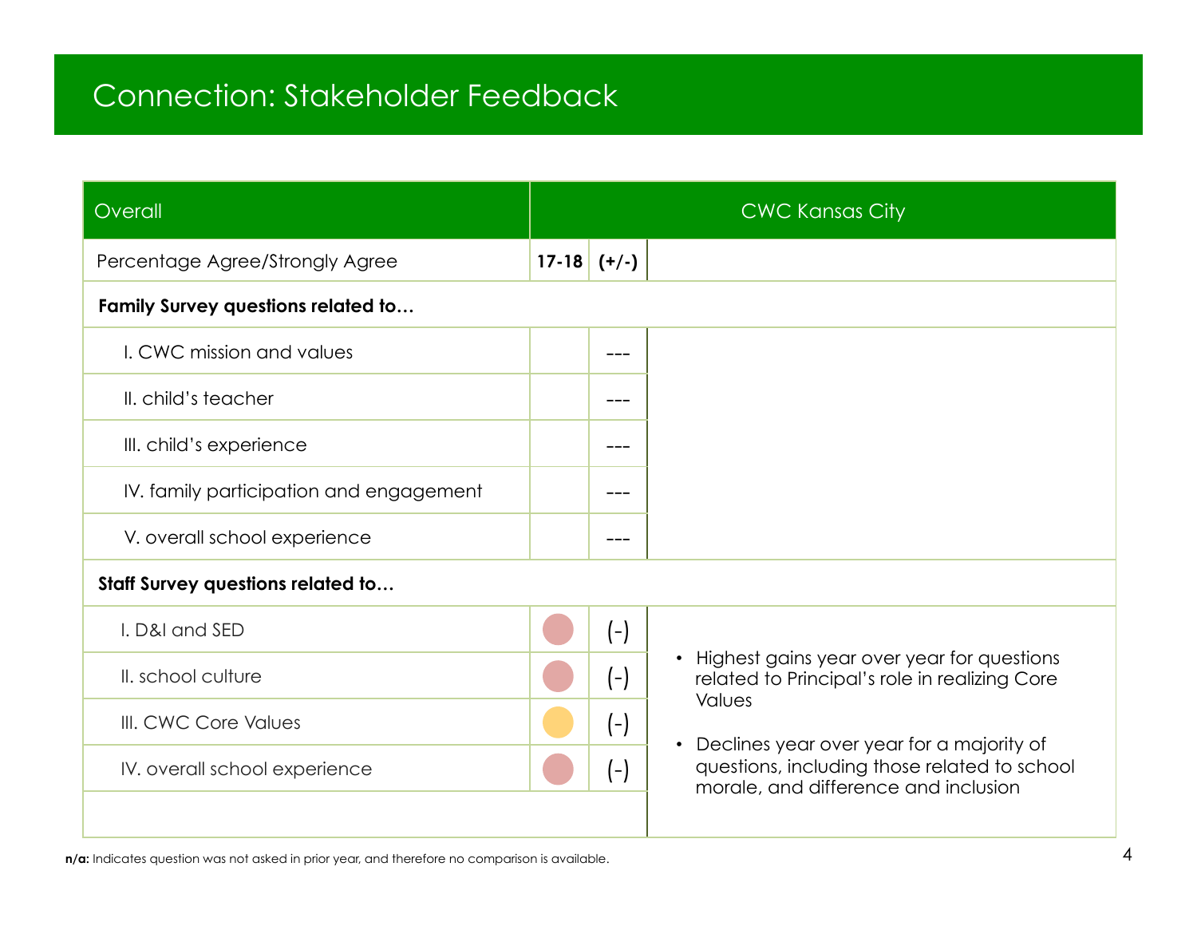# Connection: Stakeholder Feedback

| Overall | | | CWC Kansas City |
|---|---|---|---|
| Percentage Agree/Strongly Agree | 17-18 | (+/-) | |
| **Family Survey questions related to…** | | | |
| I. CWC mission and values | | --- | |
| II. child's teacher | | --- | |
| III. child's experience | | --- | |
| IV. family participation and engagement | | --- | |
| V. overall school experience | | --- | |
| **Staff Survey questions related to…** | | | |
| I. D&I and SED | ● | (-) | • Highest gains year over year for questions related to Principal's role in realizing Core Values<br>• Declines year over year for a majority of questions, including those related to school morale, and difference and inclusion |
| II. school culture | ● | (-) | |
| III. CWC Core Values | ● | (-) | |
| IV. overall school experience | ● | (-) | |

**n/a:** Indicates question was not asked in prior year, and therefore no comparison is available.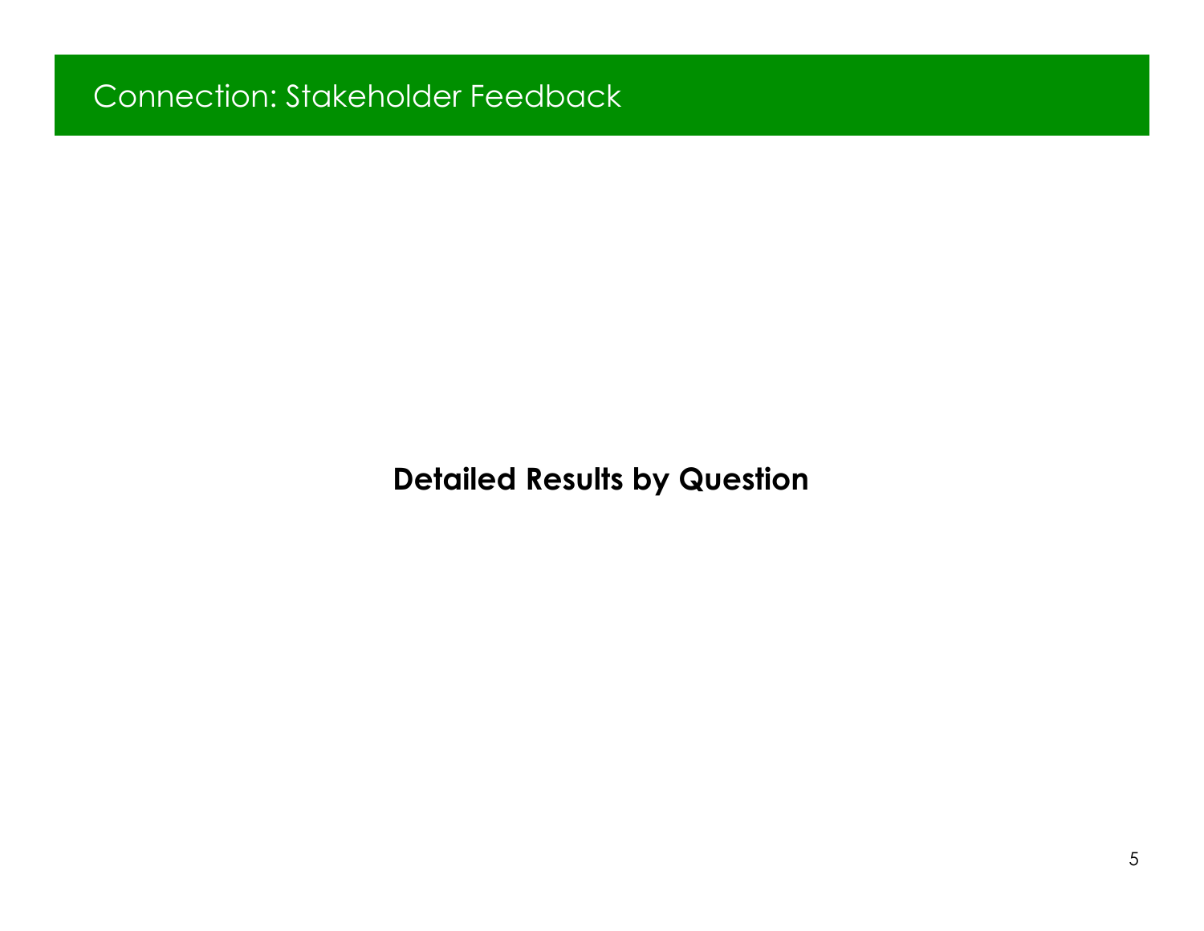# Connection: Stakeholder Feedback

**Detailed Results by Question**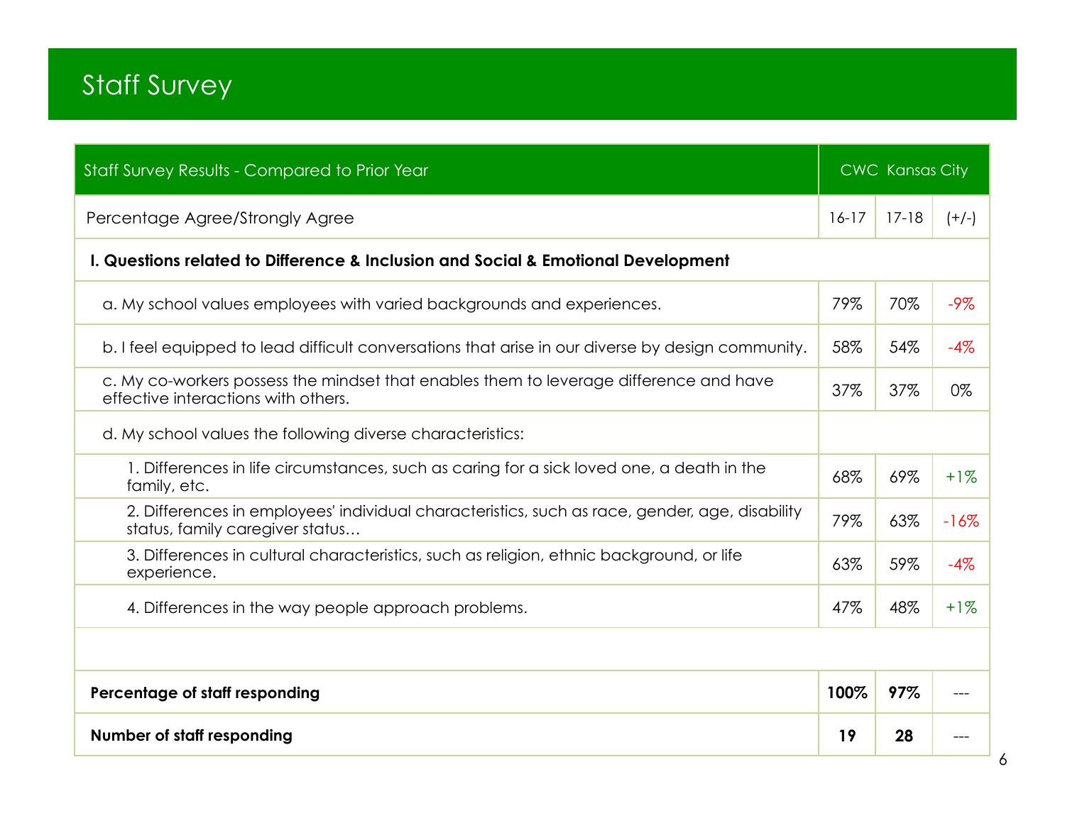# Staff Survey

| Staff Survey Results - Compared to Prior Year | CWC Kansas City | | |
|---|---|---|---|
| Percentage Agree/Strongly Agree | 16-17 | 17-18 | (+/-) |
| **I. Questions related to Difference & Inclusion and Social & Emotional Development** | | | |
| a. My school values employees with varied backgrounds and experiences. | 79% | 70% | -9% |
| b. I feel equipped to lead difficult conversations that arise in our diverse by design community. | 58% | 54% | -4% |
| c. My co-workers possess the mindset that enables them to leverage difference and have effective interactions with others. | 37% | 37% | 0% |
| d. My school values the following diverse characteristics: | | | |
| 1. Differences in life circumstances, such as caring for a sick loved one, a death in the family, etc. | 68% | 69% | +1% |
| 2. Differences in employees' individual characteristics, such as race, gender, age, disability status, family caregiver status… | 79% | 63% | -16% |
| 3. Differences in cultural characteristics, such as religion, ethnic background, or life experience. | 63% | 59% | -4% |
| 4. Differences in the way people approach problems. | 47% | 48% | +1% |
| | | | |
| **Percentage of staff responding** | **100%** | **97%** | --- |
| **Number of staff responding** | **19** | **28** | --- |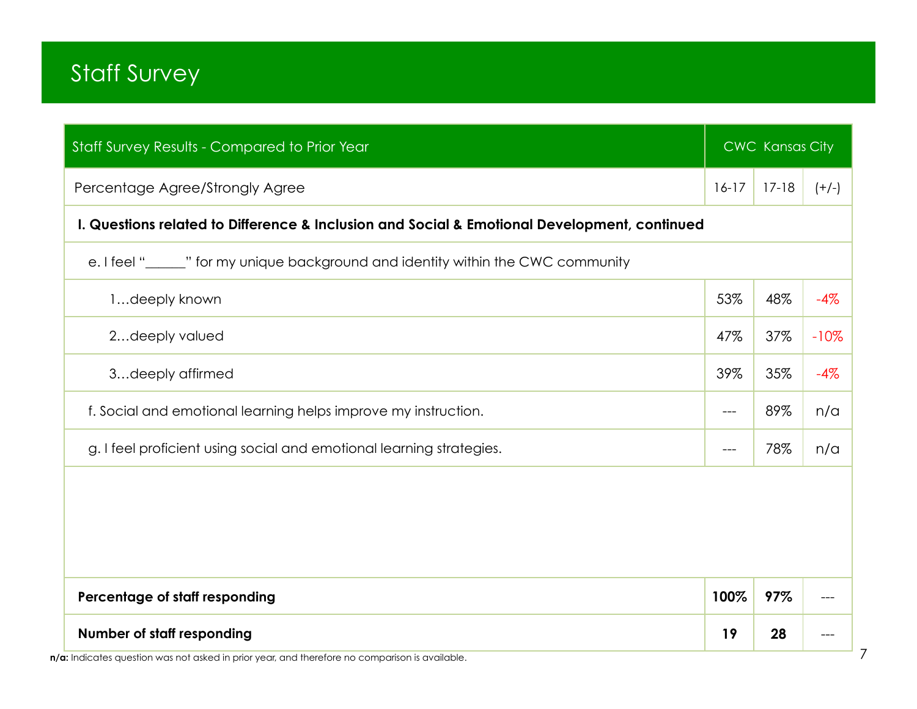# Staff Survey

| Staff Survey Results - Compared to Prior Year | CWC Kansas City | | |
|---|---|---|---|
| Percentage Agree/Strongly Agree | 16-17 | 17-18 | (+/-) |
| **I. Questions related to Difference & Inclusion and Social & Emotional Development, continued** | | | |
| e. I feel "______" for my unique background and identity within the CWC community | | | |
| 1…deeply known | 53% | 48% | -4% |
| 2…deeply valued | 47% | 37% | -10% |
| 3…deeply affirmed | 39% | 35% | -4% |
| f. Social and emotional learning helps improve my instruction. | --- | 89% | n/a |
| g. I feel proficient using social and emotional learning strategies. | --- | 78% | n/a |
| **Percentage of staff responding** | **100%** | **97%** | --- |
| **Number of staff responding** | **19** | **28** | --- |

**n/a:** Indicates question was not asked in prior year, and therefore no comparison is available.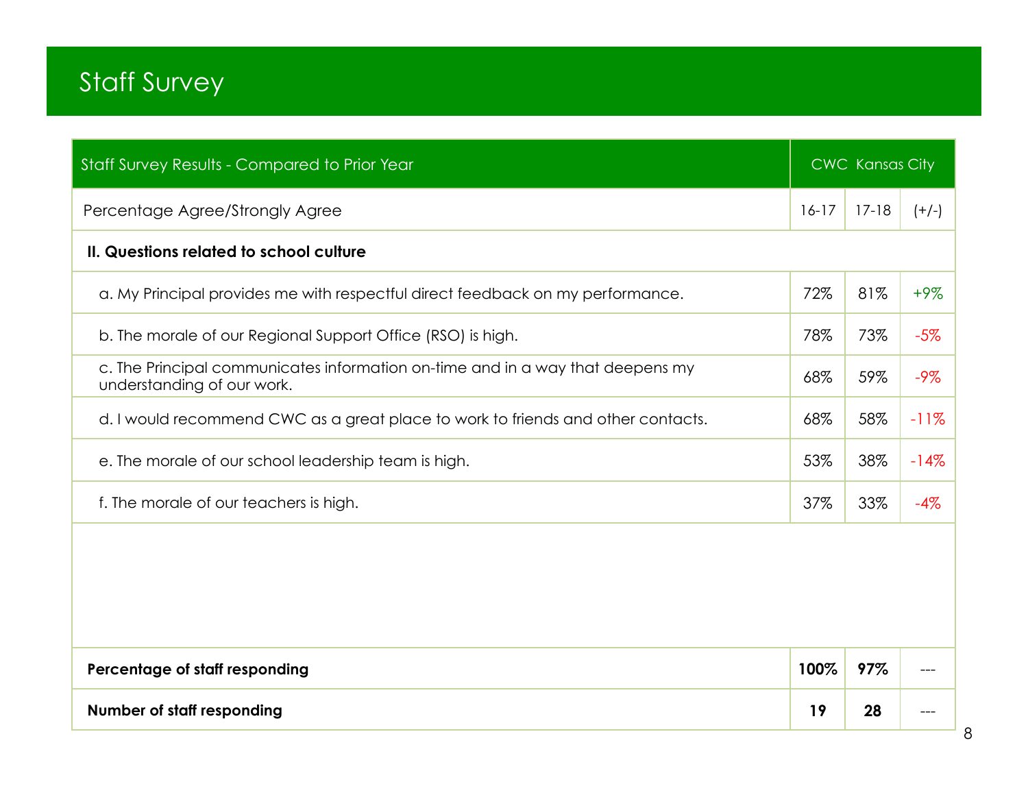# Staff Survey

| Staff Survey Results - Compared to Prior Year | CWC Kansas City | | |
|---|---|---|---|
| Percentage Agree/Strongly Agree | 16-17 | 17-18 | (+/-) |
| **II. Questions related to school culture** | | | |
| a. My Principal provides me with respectful direct feedback on my performance. | 72% | 81% | +9% |
| b. The morale of our Regional Support Office (RSO) is high. | 78% | 73% | -5% |
| c. The Principal communicates information on-time and in a way that deepens my understanding of our work. | 68% | 59% | -9% |
| d. I would recommend CWC as a great place to work to friends and other contacts. | 68% | 58% | -11% |
| e. The morale of our school leadership team is high. | 53% | 38% | -14% |
| f. The morale of our teachers is high. | 37% | 33% | -4% |
| **Percentage of staff responding** | **100%** | **97%** | --- |
| **Number of staff responding** | **19** | **28** | --- |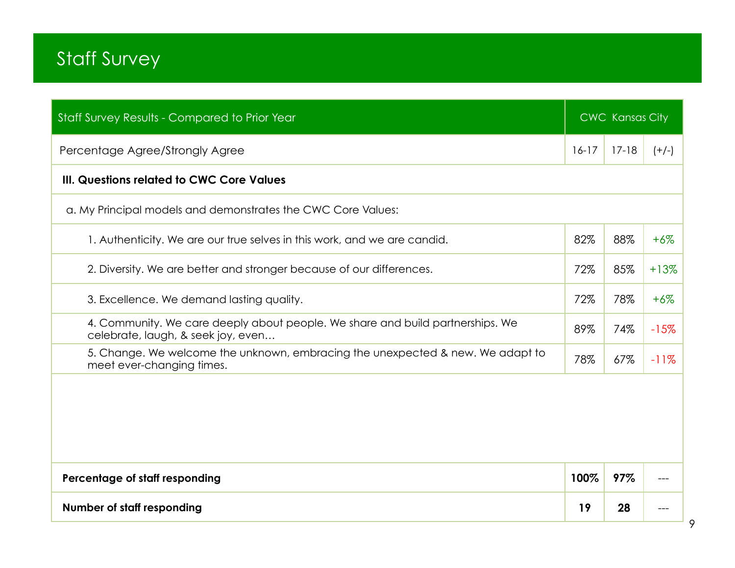# Staff Survey

| Staff Survey Results - Compared to Prior Year | CWC Kansas City | | |
|---|---|---|---|
| Percentage Agree/Strongly Agree | 16-17 | 17-18 | (+/-) |
| **III. Questions related to CWC Core Values** | | | |
| a. My Principal models and demonstrates the CWC Core Values: | | | |
| 1. Authenticity. We are our true selves in this work, and we are candid. | 82% | 88% | +6% |
| 2. Diversity. We are better and stronger because of our differences. | 72% | 85% | +13% |
| 3. Excellence. We demand lasting quality. | 72% | 78% | +6% |
| 4. Community. We care deeply about people. We share and build partnerships. We celebrate, laugh, & seek joy, even… | 89% | 74% | -15% |
| 5. Change. We welcome the unknown, embracing the unexpected & new. We adapt to meet ever-changing times. | 78% | 67% | -11% |
| **Percentage of staff responding** | **100%** | **97%** | --- |
| **Number of staff responding** | **19** | **28** | --- |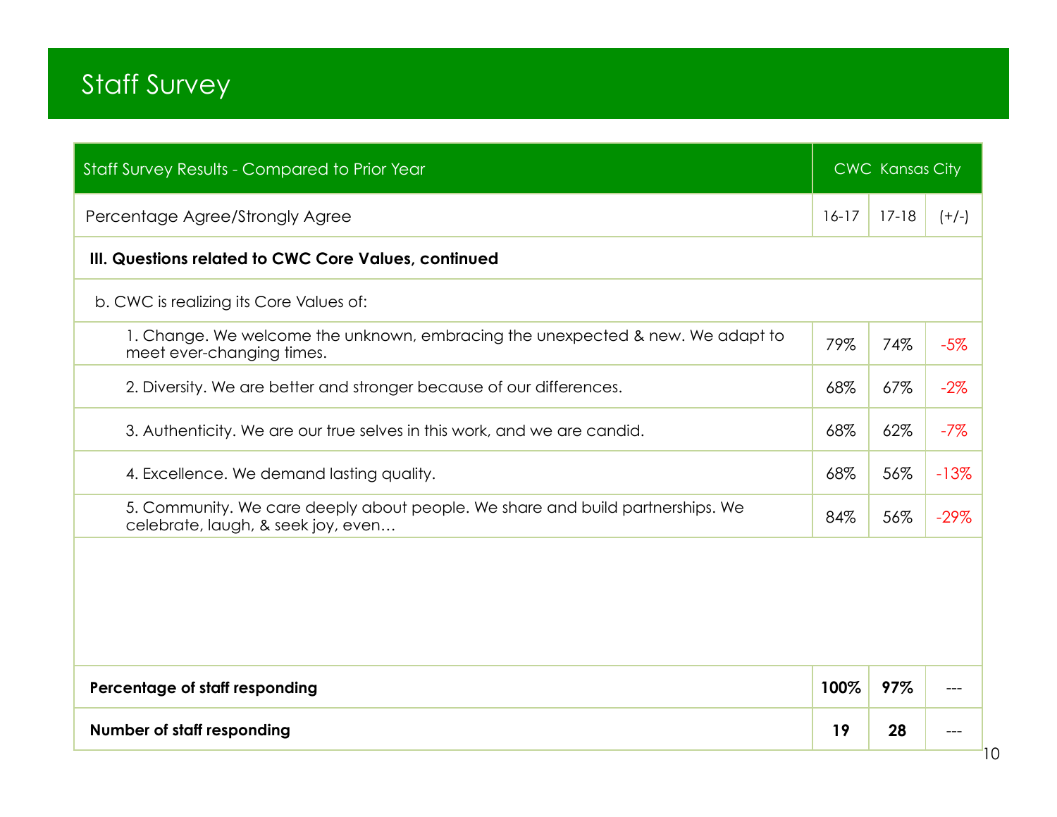# Staff Survey

| Staff Survey Results - Compared to Prior Year | CWC Kansas City | | |
|---|---|---|---|
| Percentage Agree/Strongly Agree | 16-17 | 17-18 | (+/-) |
| **III. Questions related to CWC Core Values, continued** | | | |
| b. CWC is realizing its Core Values of: | | | |
| 1. Change. We welcome the unknown, embracing the unexpected & new. We adapt to meet ever-changing times. | 79% | 74% | -5% |
| 2. Diversity. We are better and stronger because of our differences. | 68% | 67% | -2% |
| 3. Authenticity. We are our true selves in this work, and we are candid. | 68% | 62% | -7% |
| 4. Excellence. We demand lasting quality. | 68% | 56% | -13% |
| 5. Community. We care deeply about people. We share and build partnerships. We celebrate, laugh, & seek joy, even… | 84% | 56% | -29% |
| **Percentage of staff responding** | **100%** | **97%** | --- |
| **Number of staff responding** | **19** | **28** | --- |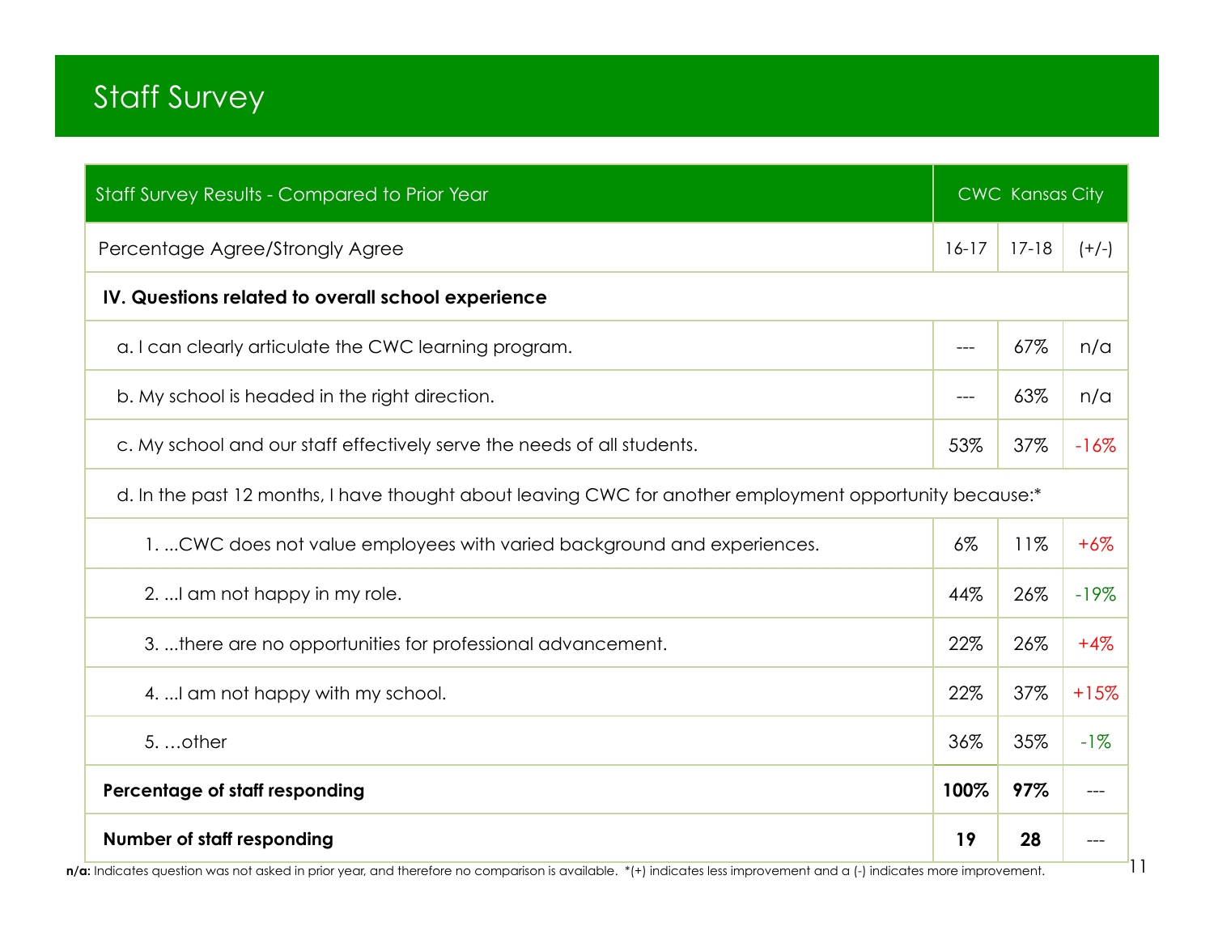# Staff Survey

| Staff Survey Results - Compared to Prior Year | CWC Kansas City | | |
|---|---|---|---|
| Percentage Agree/Strongly Agree | 16-17 | 17-18 | (+/-) |
| **IV. Questions related to overall school experience** | | | |
| a. I can clearly articulate the CWC learning program. | --- | 67% | n/a |
| b. My school is headed in the right direction. | --- | 63% | n/a |
| c. My school and our staff effectively serve the needs of all students. | 53% | 37% | -16% |
| d. In the past 12 months, I have thought about leaving CWC for another employment opportunity because:* | | | |
| 1. ...CWC does not value employees with varied background and experiences. | 6% | 11% | +6% |
| 2. ...I am not happy in my role. | 44% | 26% | -19% |
| 3. ...there are no opportunities for professional advancement. | 22% | 26% | +4% |
| 4. ...I am not happy with my school. | 22% | 37% | +15% |
| 5. …other | 36% | 35% | -1% |
| **Percentage of staff responding** | **100%** | **97%** | --- |
| **Number of staff responding** | **19** | **28** | --- |

**n/a:** Indicates question was not asked in prior year, and therefore no comparison is available. *(+) indicates less improvement and a (-) indicates more improvement.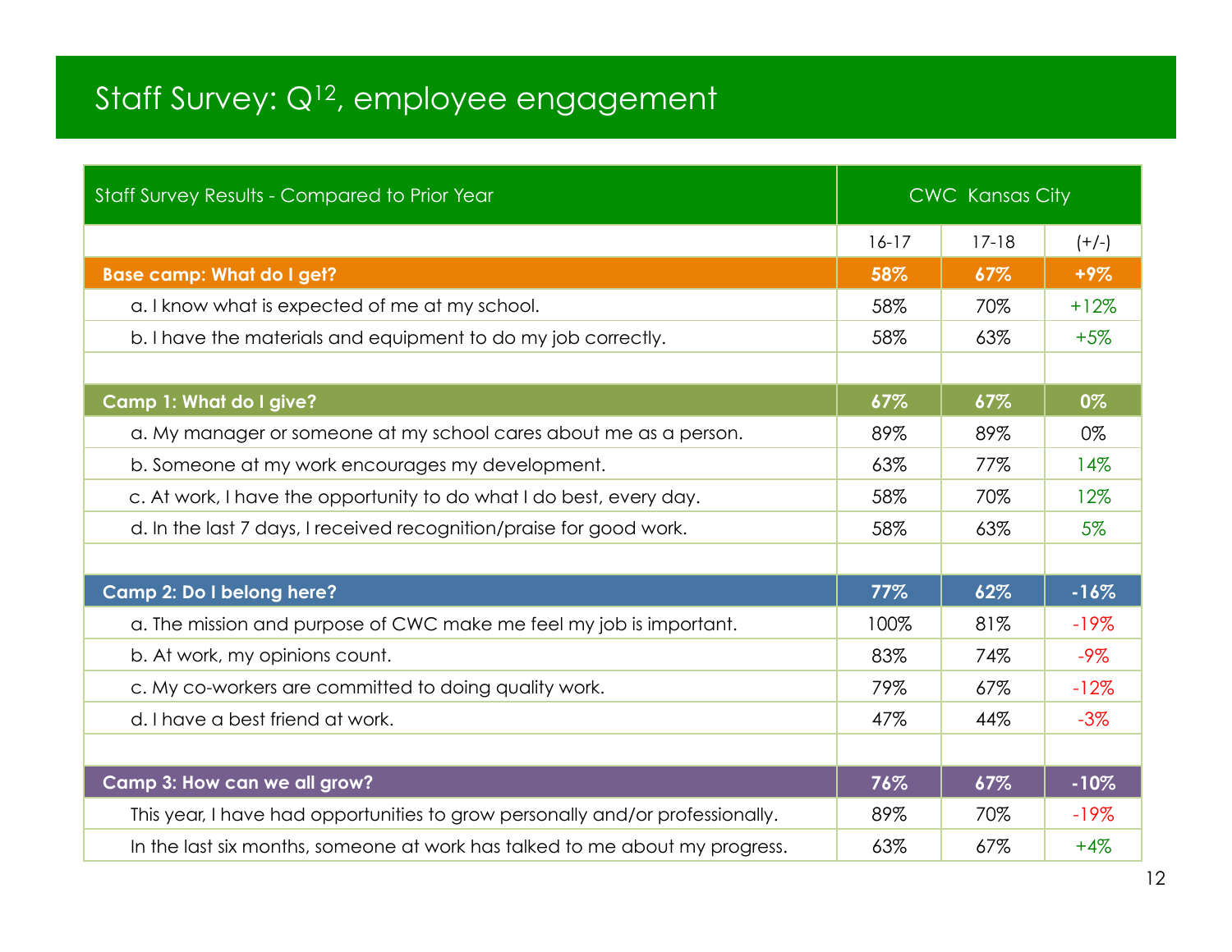# Staff Survey: Q[12], employee engagement

| Staff Survey Results - Compared to Prior Year | CWC Kansas City | | |
|---|---|---|---|
| | 16-17 | 17-18 | (+/-) |
| **Base camp: What do I get?** | **58%** | **67%** | **+9%** |
| a. I know what is expected of me at my school. | 58% | 70% | +12% |
| b. I have the materials and equipment to do my job correctly. | 58% | 63% | +5% |
| | | | |
| **Camp 1: What do I give?** | **67%** | **67%** | **0%** |
| a. My manager or someone at my school cares about me as a person. | 89% | 89% | 0% |
| b. Someone at my work encourages my development. | 63% | 77% | 14% |
| c. At work, I have the opportunity to do what I do best, every day. | 58% | 70% | 12% |
| d. In the last 7 days, I received recognition/praise for good work. | 58% | 63% | 5% |
| | | | |
| **Camp 2: Do I belong here?** | **77%** | **62%** | **-16%** |
| a. The mission and purpose of CWC make me feel my job is important. | 100% | 81% | -19% |
| b. At work, my opinions count. | 83% | 74% | -9% |
| c. My co-workers are committed to doing quality work. | 79% | 67% | -12% |
| d. I have a best friend at work. | 47% | 44% | -3% |
| | | | |
| **Camp 3: How can we all grow?** | **76%** | **67%** | **-10%** |
| This year, I have had opportunities to grow personally and/or professionally. | 89% | 70% | -19% |
| In the last six months, someone at work has talked to me about my progress. | 63% | 67% | +4% |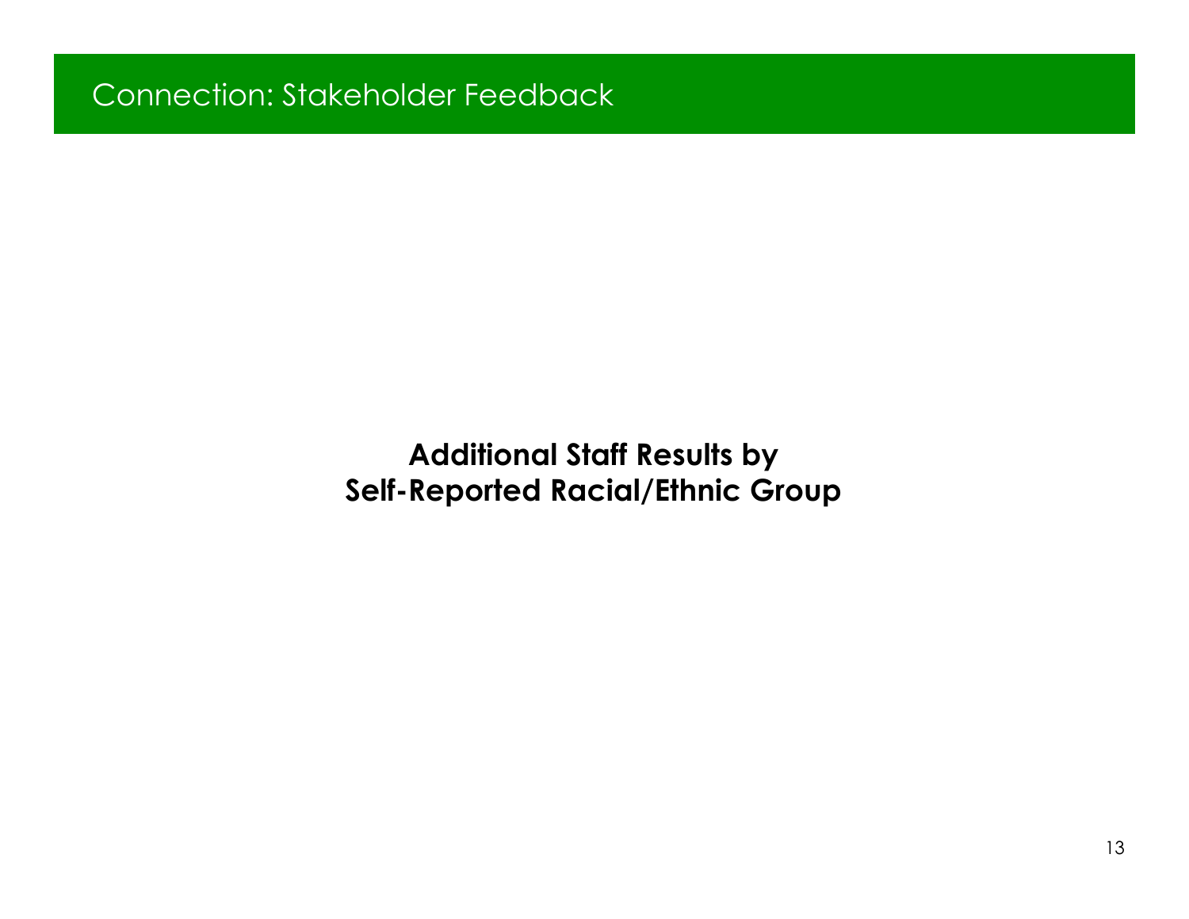# Connection: Stakeholder Feedback

**Additional Staff Results by Self-Reported Racial/Ethnic Group**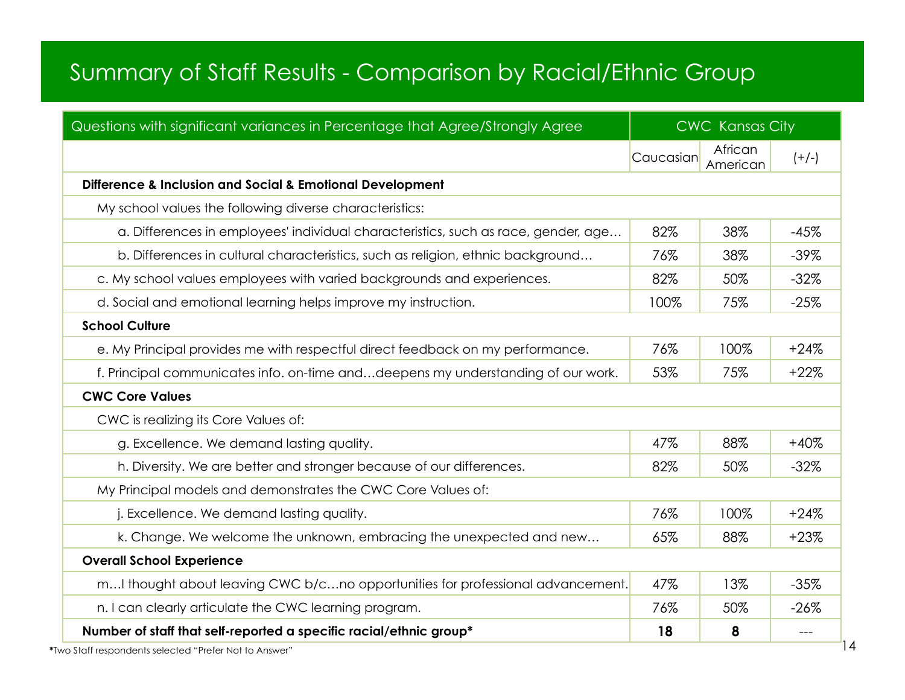# Summary of Staff Results - Comparison by Racial/Ethnic Group

| Questions with significant variances in Percentage that Agree/Strongly Agree | CWC Kansas City | | |
|---|---|---|---|
| | Caucasian | African American | (+/-) |
| **Difference & Inclusion and Social & Emotional Development** | | | |
| My school values the following diverse characteristics: | | | |
| a. Differences in employees' individual characteristics, such as race, gender, age… | 82% | 38% | -45% |
| b. Differences in cultural characteristics, such as religion, ethnic background… | 76% | 38% | -39% |
| c. My school values employees with varied backgrounds and experiences. | 82% | 50% | -32% |
| d. Social and emotional learning helps improve my instruction. | 100% | 75% | -25% |
| **School Culture** | | | |
| e. My Principal provides me with respectful direct feedback on my performance. | 76% | 100% | +24% |
| f. Principal communicates info. on-time and…deepens my understanding of our work. | 53% | 75% | +22% |
| **CWC Core Values** | | | |
| CWC is realizing its Core Values of: | | | |
| g. Excellence. We demand lasting quality. | 47% | 88% | +40% |
| h. Diversity. We are better and stronger because of our differences. | 82% | 50% | -32% |
| My Principal models and demonstrates the CWC Core Values of: | | | |
| j. Excellence. We demand lasting quality. | 76% | 100% | +24% |
| k. Change. We welcome the unknown, embracing the unexpected and new… | 65% | 88% | +23% |
| **Overall School Experience** | | | |
| m…I thought about leaving CWC b/c…no opportunities for professional advancement. | 47% | 13% | -35% |
| n. I can clearly articulate the CWC learning program. | 76% | 50% | -26% |
| **Number of staff that self-reported a specific racial/ethnic group*** | **18** | **8** | --- |

*Two Staff respondents selected "Prefer Not to Answer"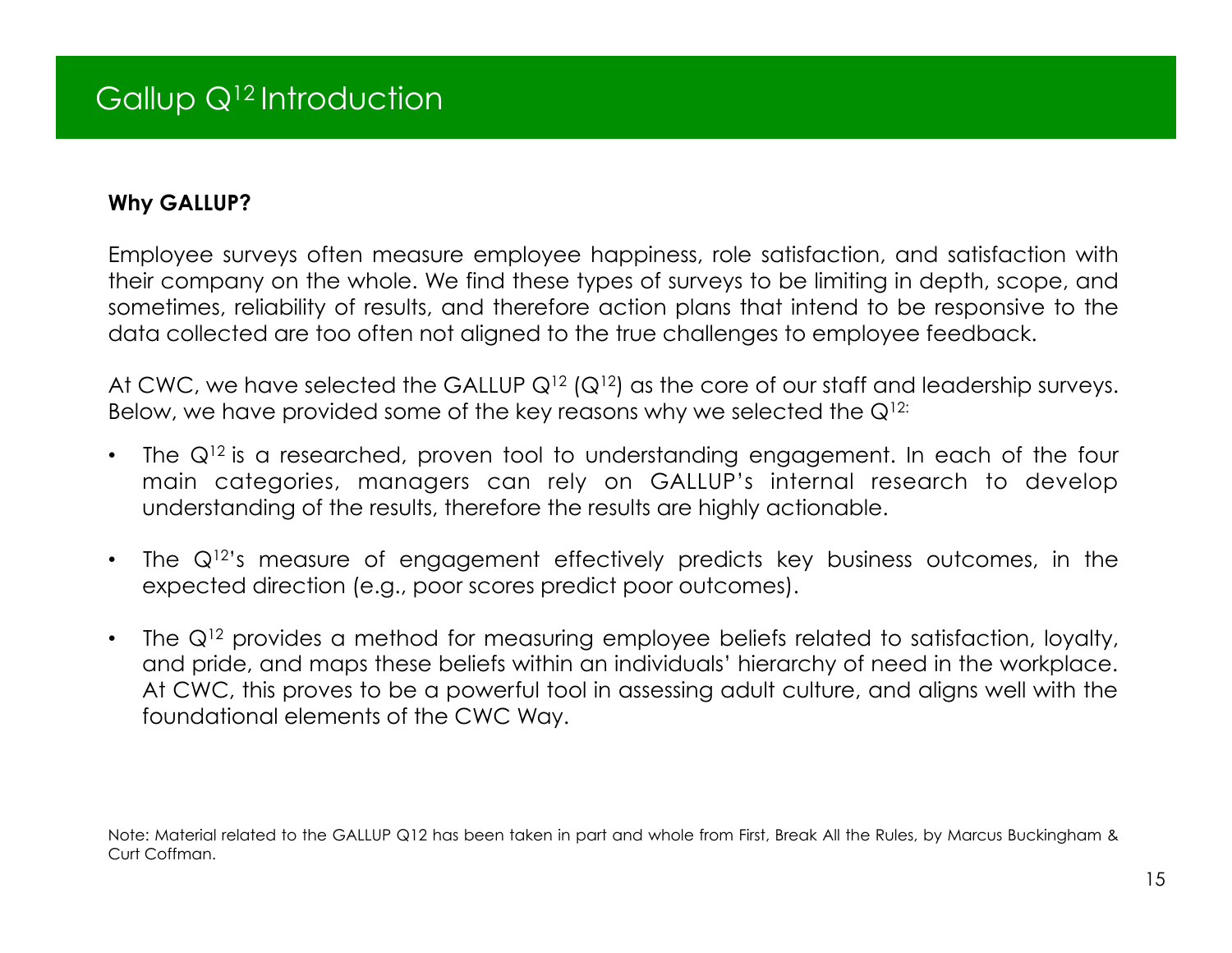# Gallup $Q^{12}$ Introduction

**Why GALLUP?**

Employee surveys often measure employee happiness, role satisfaction, and satisfaction with their company on the whole. We find these types of surveys to be limiting in depth, scope, and sometimes, reliability of results, and therefore action plans that intend to be responsive to the data collected are too often not aligned to the true challenges to employee feedback.

At CWC, we have selected the GALLUP $Q^{12}$ ($Q^{12}$) as the core of our staff and leadership surveys. Below, we have provided some of the key reasons why we selected the $Q^{12:}$

- The $Q^{12}$ is a researched, proven tool to understanding engagement. In each of the four main categories, managers can rely on GALLUP's internal research to develop understanding of the results, therefore the results are highly actionable.
- The $Q^{12}$'s measure of engagement effectively predicts key business outcomes, in the expected direction (e.g., poor scores predict poor outcomes).
- The $Q^{12}$ provides a method for measuring employee beliefs related to satisfaction, loyalty, and pride, and maps these beliefs within an individuals' hierarchy of need in the workplace. At CWC, this proves to be a powerful tool in assessing adult culture, and aligns well with the foundational elements of the CWC Way.

Note: Material related to the GALLUP Q12 has been taken in part and whole from First, Break All the Rules, by Marcus Buckingham & Curt Coffman.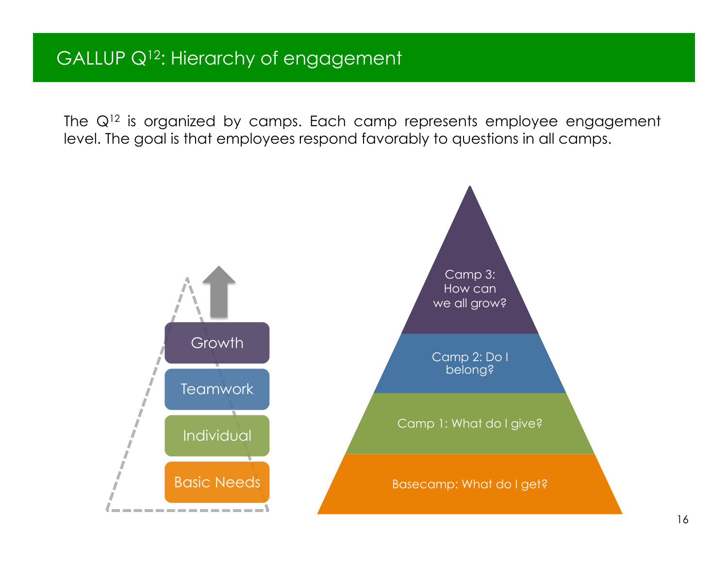# GALLUP Q[12]: Hierarchy of engagement

The $Q^{12}$ is organized by camps. Each camp represents employee engagement level. The goal is that employees respond favorably to questions in all camps.

- Growth
- Teamwork
- Individual
- Basic Needs

- Camp 3: How can we all grow?
- Camp 2: Do I belong?
- Camp 1: What do I give?
- Basecamp: What do I get?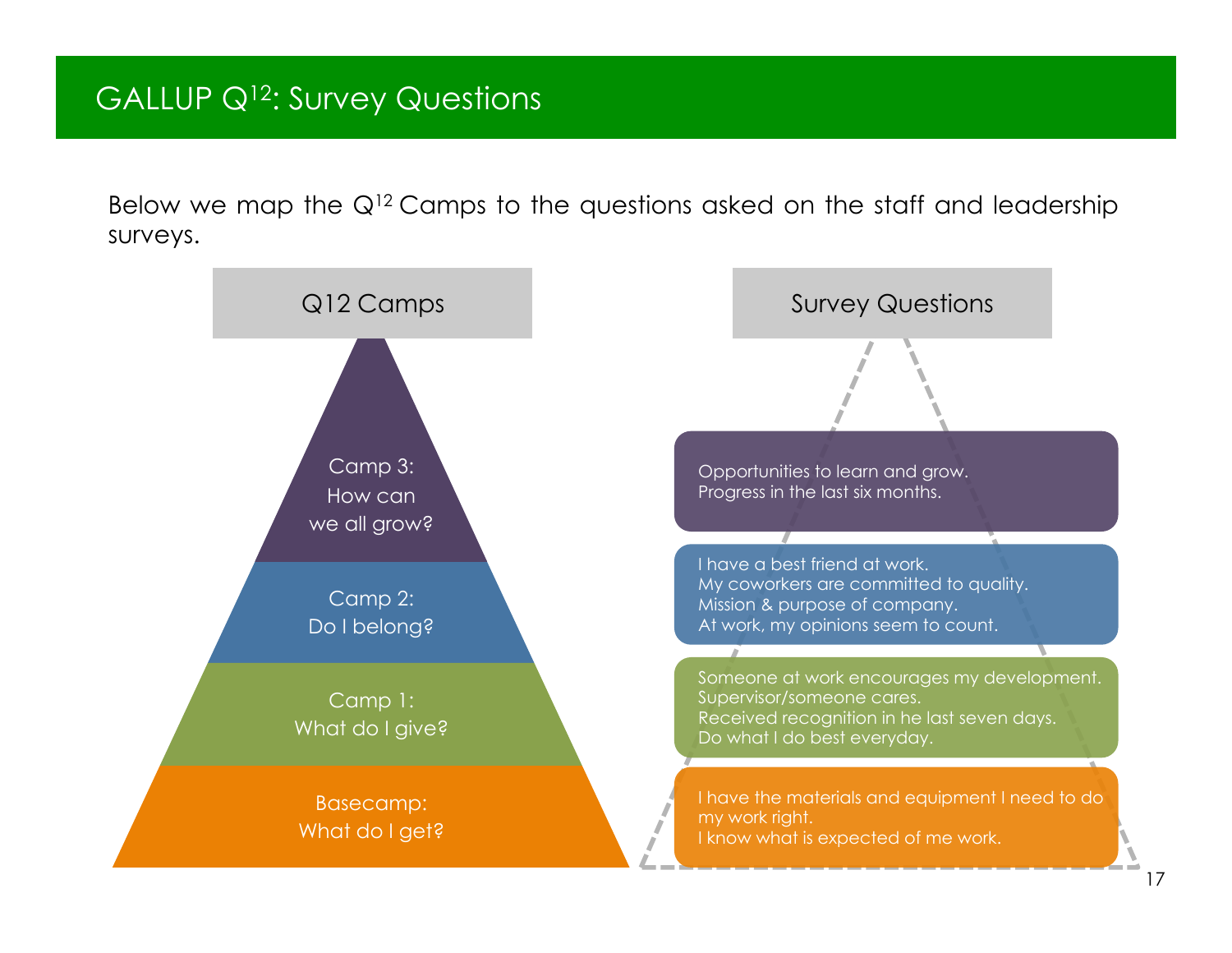# GALLUP Q[12]: Survey Questions

Below we map the Q[12] Camps to the questions asked on the staff and leadership surveys.

Q12 Camps

Camp 3:
How can
we all grow?

Camp 2:
Do I belong?

Camp 1:
What do I give?

Basecamp:
What do I get?

Survey Questions

Opportunities to learn and grow.
Progress in the last six months.

I have a best friend at work.
My coworkers are committed to quality.
Mission & purpose of company.
At work, my opinions seem to count.

Someone at work encourages my development.
Supervisor/someone cares.
Received recognition in he last seven days.
Do what I do best everyday.

I have the materials and equipment I need to do my work right.
I know what is expected of me work.